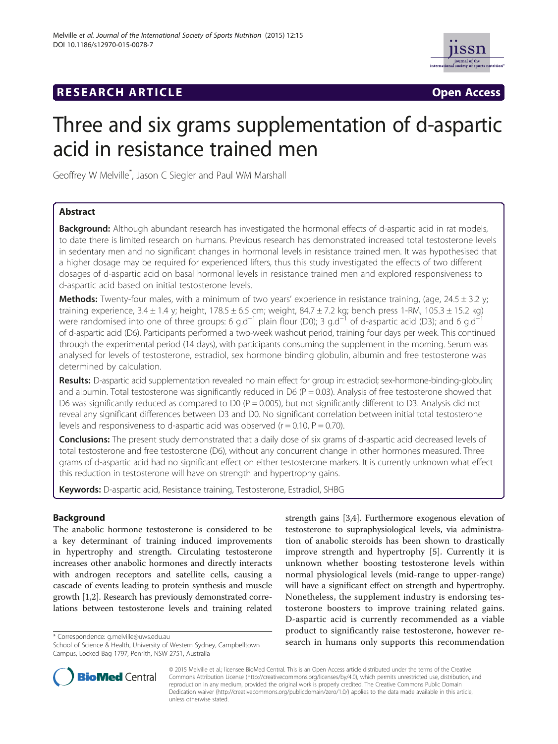RESEARCH ARTICLE

Open Access

# Three and six grams supplementation of d-aspartic acid in resistance trained men

Geoffrey W Melville*, Jason C Siegler and Paul WM Marshall

## Abstract

**Background:** Although abundant research has investigated the hormonal effects of d-aspartic acid in rat models, to date there is limited research on humans. Previous research has demonstrated increased total testosterone levels in sedentary men and no significant changes in hormonal levels in resistance trained men. It was hypothesised that a higher dosage may be required for experienced lifters, thus this study investigated the effects of two different dosages of d-aspartic acid on basal hormonal levels in resistance trained men and explored responsiveness to d-aspartic acid based on initial testosterone levels.

**Methods:** Twenty-four males, with a minimum of two years' experience in resistance training, (age, 24.5 ± 3.2 y; training experience, 3.4 ± 1.4 y; height, 178.5 ± 6.5 cm; weight, 84.7 ± 7.2 kg; bench press 1-RM, 105.3 ± 15.2 kg) were randomised into one of three groups: 6 $g.d^{-1}$ plain flour (D0); 3 $g.d^{-1}$ of d-aspartic acid (D3); and 6 $g.d^{-1}$ of d-aspartic acid (D6). Participants performed a two-week washout period, training four days per week. This continued through the experimental period (14 days), with participants consuming the supplement in the morning. Serum was analysed for levels of testosterone, estradiol, sex hormone binding globulin, albumin and free testosterone was determined by calculation.

**Results:** D-aspartic acid supplementation revealed no main effect for group in: estradiol; sex-hormone-binding-globulin; and albumin. Total testosterone was significantly reduced in D6 ($P = 0.03$). Analysis of free testosterone showed that D6 was significantly reduced as compared to D0 ($P = 0.005$), but not significantly different to D3. Analysis did not reveal any significant differences between D3 and D0. No significant correlation between initial total testosterone levels and responsiveness to d-aspartic acid was observed ($r = 0.10$, $P = 0.70$).

**Conclusions:** The present study demonstrated that a daily dose of six grams of d-aspartic acid decreased levels of total testosterone and free testosterone (D6), without any concurrent change in other hormones measured. Three grams of d-aspartic acid had no significant effect on either testosterone markers. It is currently unknown what effect this reduction in testosterone will have on strength and hypertrophy gains.

**Keywords:** D-aspartic acid, Resistance training, Testosterone, Estradiol, SHBG

## Background

The anabolic hormone testosterone is considered to be a key determinant of training induced improvements in hypertrophy and strength. Circulating testosterone increases other anabolic hormones and directly interacts with androgen receptors and satellite cells, causing a cascade of events leading to protein synthesis and muscle growth [1,2]. Research has previously demonstrated correlations between testosterone levels and training related strength gains [3,4]. Furthermore exogenous elevation of testosterone to supraphysiological levels, via administration of anabolic steroids has been shown to drastically improve strength and hypertrophy [5]. Currently it is unknown whether boosting testosterone levels within normal physiological levels (mid-range to upper-range) will have a significant effect on strength and hypertrophy. Nonetheless, the supplement industry is endorsing testosterone boosters to improve training related gains. D-aspartic acid is currently recommended as a viable product to significantly raise testosterone, however research in humans only supports this recommendation

\* Correspondence: g.melville@uws.edu.au
School of Science & Health, University of Western Sydney, Campbelltown Campus, Locked Bag 1797, Penrith, NSW 2751, Australia

© 2015 Melville et al.; licensee BioMed Central. This is an Open Access article distributed under the terms of the Creative Commons Attribution License (http://creativecommons.org/licenses/by/4.0), which permits unrestricted use, distribution, and reproduction in any medium, provided the original work is properly credited. The Creative Commons Public Domain Dedication waiver (http://creativecommons.org/publicdomain/zero/1.0/) applies to the data made available in this article, unless otherwise stated.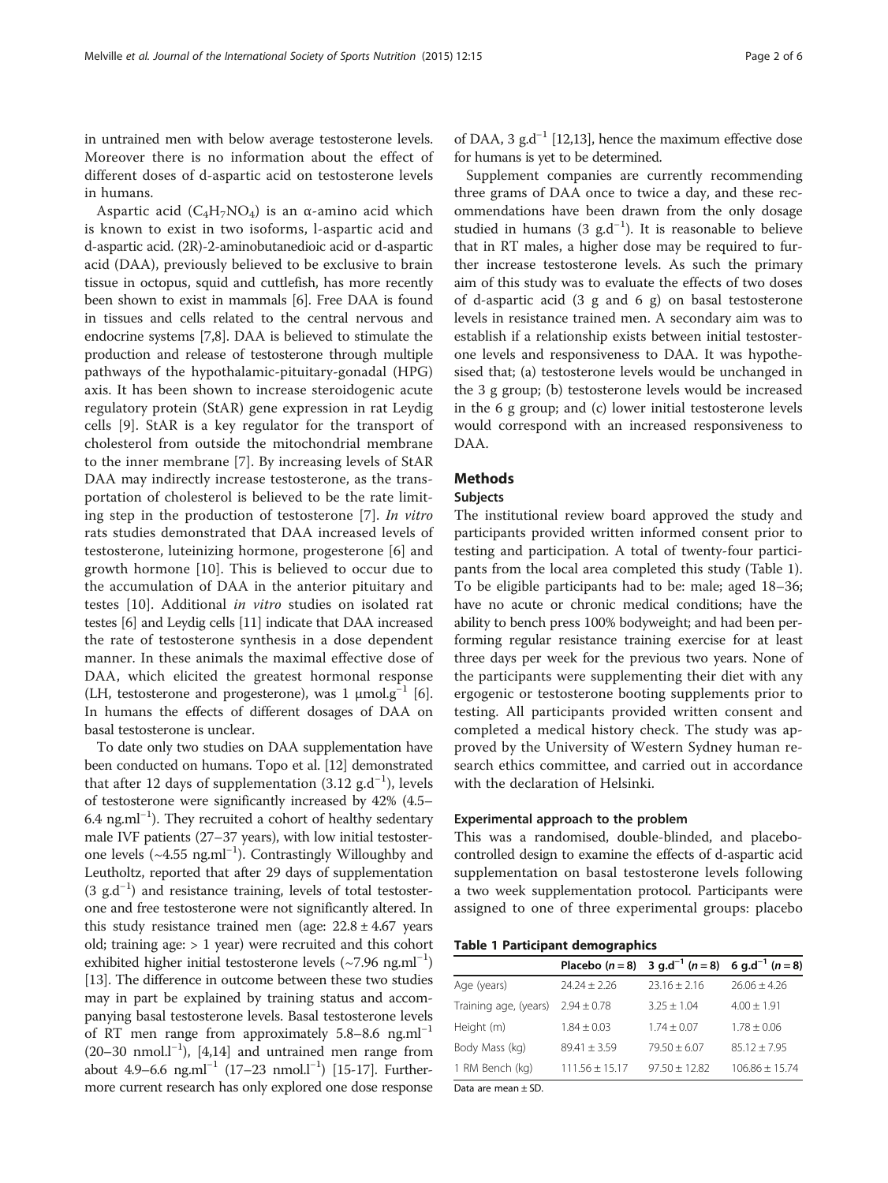in untrained men with below average testosterone levels. Moreover there is no information about the effect of different doses of d-aspartic acid on testosterone levels in humans.

Aspartic acid ($C_4H_7NO_4$) is an α-amino acid which is known to exist in two isoforms, l-aspartic acid and d-aspartic acid. (2R)-2-aminobutanedioic acid or d-aspartic acid (DAA), previously believed to be exclusive to brain tissue in octopus, squid and cuttlefish, has more recently been shown to exist in mammals [6]. Free DAA is found in tissues and cells related to the central nervous and endocrine systems [7,8]. DAA is believed to stimulate the production and release of testosterone through multiple pathways of the hypothalamic-pituitary-gonadal (HPG) axis. It has been shown to increase steroidogenic acute regulatory protein (StAR) gene expression in rat Leydig cells [9]. StAR is a key regulator for the transport of cholesterol from outside the mitochondrial membrane to the inner membrane [7]. By increasing levels of StAR DAA may indirectly increase testosterone, as the transportation of cholesterol is believed to be the rate limiting step in the production of testosterone [7]. *In vitro* rats studies demonstrated that DAA increased levels of testosterone, luteinizing hormone, progesterone [6] and growth hormone [10]. This is believed to occur due to the accumulation of DAA in the anterior pituitary and testes [10]. Additional *in vitro* studies on isolated rat testes [6] and Leydig cells [11] indicate that DAA increased the rate of testosterone synthesis in a dose dependent manner. In these animals the maximal effective dose of DAA, which elicited the greatest hormonal response (LH, testosterone and progesterone), was 1 $\mu mol.g^{-1}$ [6]. In humans the effects of different dosages of DAA on basal testosterone is unclear.

To date only two studies on DAA supplementation have been conducted on humans. Topo et al. [12] demonstrated that after 12 days of supplementation (3.12 $g.d^{-1}$), levels of testosterone were significantly increased by 42% (4.5–6.4 $ng.ml^{-1}$). They recruited a cohort of healthy sedentary male IVF patients (27–37 years), with low initial testosterone levels (~4.55 $ng.ml^{-1}$). Contrastingly Willoughby and Leutholtz, reported that after 29 days of supplementation (3 $g.d^{-1}$) and resistance training, levels of total testosterone and free testosterone were not significantly altered. In this study resistance trained men (age: 22.8 ± 4.67 years old; training age: > 1 year) were recruited and this cohort exhibited higher initial testosterone levels (~7.96 $ng.ml^{-1}$) [13]. The difference in outcome between these two studies may in part be explained by training status and accompanying basal testosterone levels. Basal testosterone levels of RT men range from approximately 5.8–8.6 $ng.ml^{-1}$ (20–30 $nmol.l^{-1}$), [4,14] and untrained men range from about 4.9–6.6 $ng.ml^{-1}$ (17–23 $nmol.l^{-1}$) [15-17]. Furthermore current research has only explored one dose response of DAA, 3 $g.d^{-1}$ [12,13], hence the maximum effective dose for humans is yet to be determined.

Supplement companies are currently recommending three grams of DAA once to twice a day, and these recommendations have been drawn from the only dosage studied in humans (3 $g.d^{-1}$). It is reasonable to believe that in RT males, a higher dose may be required to further increase testosterone levels. As such the primary aim of this study was to evaluate the effects of two doses of d-aspartic acid (3 g and 6 g) on basal testosterone levels in resistance trained men. A secondary aim was to establish if a relationship exists between initial testosterone levels and responsiveness to DAA. It was hypothesised that; (a) testosterone levels would be unchanged in the 3 g group; (b) testosterone levels would be increased in the 6 g group; and (c) lower initial testosterone levels would correspond with an increased responsiveness to DAA.

## Methods

### Subjects

The institutional review board approved the study and participants provided written informed consent prior to testing and participation. A total of twenty-four participants from the local area completed this study (Table 1). To be eligible participants had to be: male; aged 18–36; have no acute or chronic medical conditions; have the ability to bench press 100% bodyweight; and had been performing regular resistance training exercise for at least three days per week for the previous two years. None of the participants were supplementing their diet with any ergogenic or testosterone booting supplements prior to testing. All participants provided written consent and completed a medical history check. The study was approved by the University of Western Sydney human research ethics committee, and carried out in accordance with the declaration of Helsinki.

### Experimental approach to the problem

This was a randomised, double-blinded, and placebo-controlled design to examine the effects of d-aspartic acid supplementation on basal testosterone levels following a two week supplementation protocol. Participants were assigned to one of three experimental groups: placebo

**Table 1 Participant demographics**

| | Placebo ($n = 8$) | 3 $g.d^{-1}$ ($n = 8$) | 6 $g.d^{-1}$ ($n = 8$) |
|---|---|---|---|
| Age (years) | 24.24 ± 2.26 | 23.16 ± 2.16 | 26.06 ± 4.26 |
| Training age, (years) | 2.94 ± 0.78 | 3.25 ± 1.04 | 4.00 ± 1.91 |
| Height (m) | 1.84 ± 0.03 | 1.74 ± 0.07 | 1.78 ± 0.06 |
| Body Mass (kg) | 89.41 ± 3.59 | 79.50 ± 6.07 | 85.12 ± 7.95 |
| 1 RM Bench (kg) | 111.56 ± 15.17 | 97.50 ± 12.82 | 106.86 ± 15.74 |

Data are mean ± SD.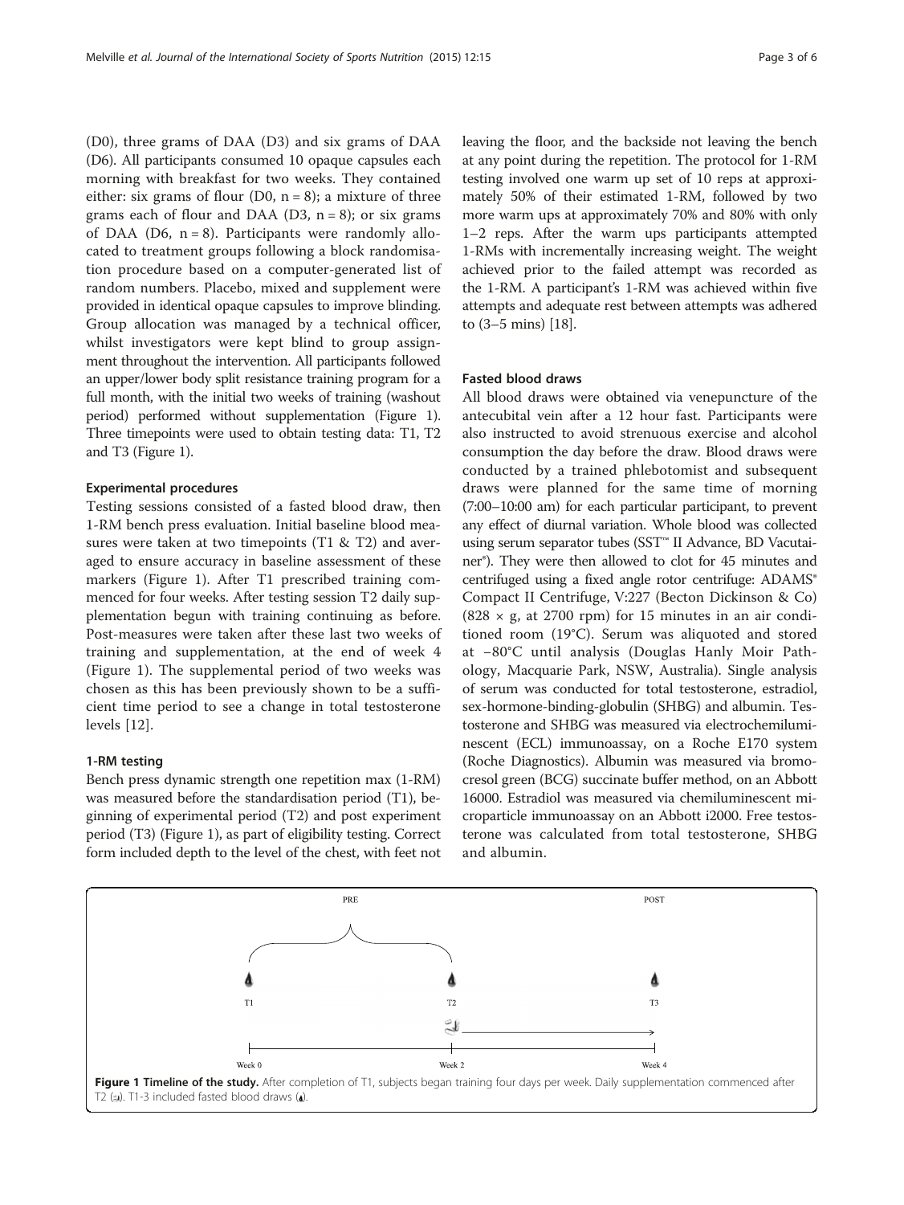(D0), three grams of DAA (D3) and six grams of DAA (D6). All participants consumed 10 opaque capsules each morning with breakfast for two weeks. They contained either: six grams of flour (D0, n = 8); a mixture of three grams each of flour and DAA (D3, n = 8); or six grams of DAA (D6, n = 8). Participants were randomly allocated to treatment groups following a block randomisation procedure based on a computer-generated list of random numbers. Placebo, mixed and supplement were provided in identical opaque capsules to improve blinding. Group allocation was managed by a technical officer, whilst investigators were kept blind to group assignment throughout the intervention. All participants followed an upper/lower body split resistance training program for a full month, with the initial two weeks of training (washout period) performed without supplementation (Figure 1). Three timepoints were used to obtain testing data: T1, T2 and T3 (Figure 1).

### Experimental procedures

Testing sessions consisted of a fasted blood draw, then 1-RM bench press evaluation. Initial baseline blood measures were taken at two timepoints (T1 & T2) and averaged to ensure accuracy in baseline assessment of these markers (Figure 1). After T1 prescribed training commenced for four weeks. After testing session T2 daily supplementation begun with training continuing as before. Post-measures were taken after these last two weeks of training and supplementation, at the end of week 4 (Figure 1). The supplemental period of two weeks was chosen as this has been previously shown to be a sufficient time period to see a change in total testosterone levels [12].

### 1-RM testing

Bench press dynamic strength one repetition max (1-RM) was measured before the standardisation period (T1), beginning of experimental period (T2) and post experiment period (T3) (Figure 1), as part of eligibility testing. Correct form included depth to the level of the chest, with feet not leaving the floor, and the backside not leaving the bench at any point during the repetition. The protocol for 1-RM testing involved one warm up set of 10 reps at approximately 50% of their estimated 1-RM, followed by two more warm ups at approximately 70% and 80% with only 1–2 reps. After the warm ups participants attempted 1-RMs with incrementally increasing weight. The weight achieved prior to the failed attempt was recorded as the 1-RM. A participant's 1-RM was achieved within five attempts and adequate rest between attempts was adhered to (3–5 mins) [18].

### Fasted blood draws

All blood draws were obtained via venepuncture of the antecubital vein after a 12 hour fast. Participants were also instructed to avoid strenuous exercise and alcohol consumption the day before the draw. Blood draws were conducted by a trained phlebotomist and subsequent draws were planned for the same time of morning (7:00–10:00 am) for each particular participant, to prevent any effect of diurnal variation. Whole blood was collected using serum separator tubes (SST™ II Advance, BD Vacutainer®). They were then allowed to clot for 45 minutes and centrifuged using a fixed angle rotor centrifuge: ADAMS® Compact II Centrifuge, V:227 (Becton Dickinson & Co) (828 × g, at 2700 rpm) for 15 minutes in an air conditioned room (19°C). Serum was aliquoted and stored at −80°C until analysis (Douglas Hanly Moir Pathology, Macquarie Park, NSW, Australia). Single analysis of serum was conducted for total testosterone, estradiol, sex-hormone-binding-globulin (SHBG) and albumin. Testosterone and SHBG was measured via electrochemiluminescent (ECL) immunoassay, on a Roche E170 system (Roche Diagnostics). Albumin was measured via bromocresol green (BCG) succinate buffer method, on an Abbott 16000. Estradiol was measured via chemiluminescent microparticle immunoassay on an Abbott i2000. Free testosterone was calculated from total testosterone, SHBG and albumin.

**Figure 1 Timeline of the study.** After completion of T1, subjects began training four days per week. Daily supplementation commenced after T2. T1-3 included fasted blood draws.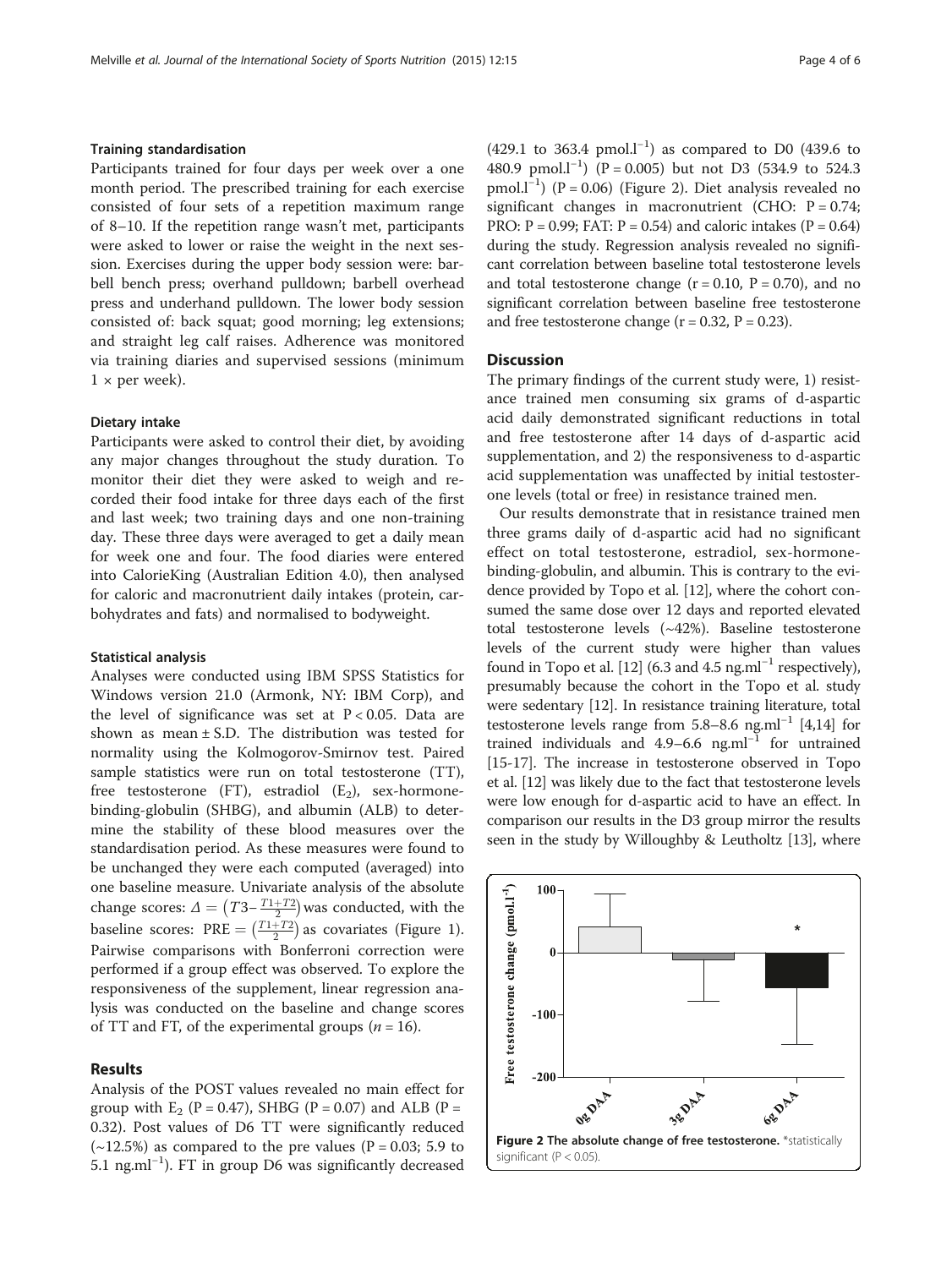#### Training standardisation

Participants trained for four days per week over a one month period. The prescribed training for each exercise consisted of four sets of a repetition maximum range of 8–10. If the repetition range wasn't met, participants were asked to lower or raise the weight in the next session. Exercises during the upper body session were: barbell bench press; overhand pulldown; barbell overhead press and underhand pulldown. The lower body session consisted of: back squat; good morning; leg extensions; and straight leg calf raises. Adherence was monitored via training diaries and supervised sessions (minimum $1 \times$ per week).

#### Dietary intake

Participants were asked to control their diet, by avoiding any major changes throughout the study duration. To monitor their diet they were asked to weigh and recorded their food intake for three days each of the first and last week; two training days and one non-training day. These three days were averaged to get a daily mean for week one and four. The food diaries were entered into CalorieKing (Australian Edition 4.0), then analysed for caloric and macronutrient daily intakes (protein, carbohydrates and fats) and normalised to bodyweight.

#### Statistical analysis

Analyses were conducted using IBM SPSS Statistics for Windows version 21.0 (Armonk, NY: IBM Corp), and the level of significance was set at $P < 0.05$. Data are shown as mean ± S.D. The distribution was tested for normality using the Kolmogorov-Smirnov test. Paired sample statistics were run on total testosterone (TT), free testosterone (FT), estradiol ($E_2$), sex-hormone-binding-globulin (SHBG), and albumin (ALB) to determine the stability of these blood measures over the standardisation period. As these measures were found to be unchanged they were each computed (averaged) into one baseline measure. Univariate analysis of the absolute change scores: $\Delta = \left(T3 - \frac{T1+T2}{2}\right)$ was conducted, with the baseline scores: $\mathrm{PRE} = \left(\frac{T1+T2}{2}\right)$ as covariates (Figure 1). Pairwise comparisons with Bonferroni correction were performed if a group effect was observed. To explore the responsiveness of the supplement, linear regression analysis was conducted on the baseline and change scores of TT and FT, of the experimental groups ($n = 16$).

## Results

Analysis of the POST values revealed no main effect for group with $E_2$ ($P = 0.47$), SHBG ($P = 0.07$) and ALB ($P = 0.32$). Post values of D6 TT were significantly reduced (~12.5%) as compared to the pre values ($P = 0.03$; 5.9 to 5.1 ng.ml$^{-1}$). FT in group D6 was significantly decreased (429.1 to 363.4 pmol.l$^{-1}$) as compared to D0 (439.6 to 480.9 pmol.l$^{-1}$) ($P = 0.005$) but not D3 (534.9 to 524.3 pmol.l$^{-1}$) ($P = 0.06$) (Figure 2). Diet analysis revealed no significant changes in macronutrient (CHO: $P = 0.74$; PRO: $P = 0.99$; FAT: $P = 0.54$) and caloric intakes ($P = 0.64$) during the study. Regression analysis revealed no significant correlation between baseline total testosterone levels and total testosterone change ($r = 0.10$, $P = 0.70$), and no significant correlation between baseline free testosterone and free testosterone change ($r = 0.32$, $P = 0.23$).

## Discussion

The primary findings of the current study were, 1) resistance trained men consuming six grams of d-aspartic acid daily demonstrated significant reductions in total and free testosterone after 14 days of d-aspartic acid supplementation, and 2) the responsiveness to d-aspartic acid supplementation was unaffected by initial testosterone levels (total or free) in resistance trained men.

Our results demonstrate that in resistance trained men three grams daily of d-aspartic acid had no significant effect on total testosterone, estradiol, sex-hormone-binding-globulin, and albumin. This is contrary to the evidence provided by Topo et al. [12], where the cohort consumed the same dose over 12 days and reported elevated total testosterone levels (~42%). Baseline testosterone levels of the current study were higher than values found in Topo et al. [12] (6.3 and 4.5 ng.ml$^{-1}$ respectively), presumably because the cohort in the Topo et al. study were sedentary [12]. In resistance training literature, total testosterone levels range from 5.8–8.6 ng.ml$^{-1}$ [4,14] for trained individuals and 4.9–6.6 ng.ml$^{-1}$ for untrained [15-17]. The increase in testosterone observed in Topo et al. [12] was likely due to the fact that testosterone levels were low enough for d-aspartic acid to have an effect. In comparison our results in the D3 group mirror the results seen in the study by Willoughby & Leutholtz [13], where

**Figure 2 The absolute change of free testosterone.** *statistically significant ($P < 0.05$).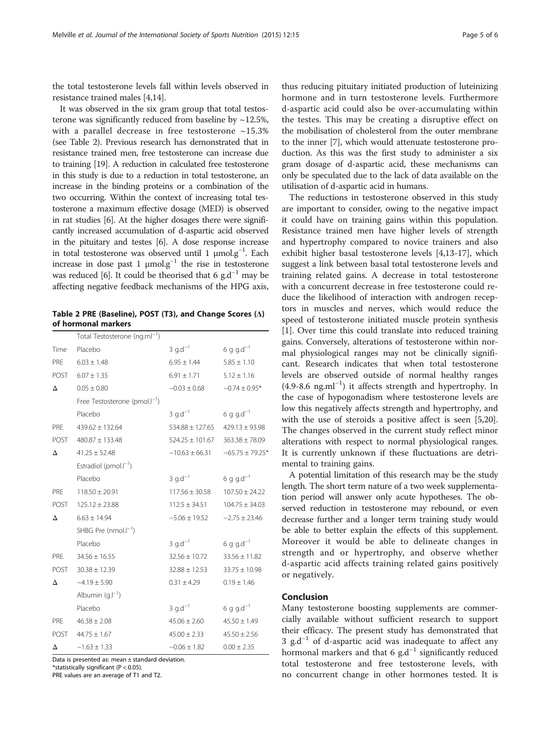the total testosterone levels fall within levels observed in resistance trained males [4,14].

It was observed in the six gram group that total testosterone was significantly reduced from baseline by ~12.5%, with a parallel decrease in free testosterone ~15.3% (see Table 2). Previous research has demonstrated that in resistance trained men, free testosterone can increase due to training [19]. A reduction in calculated free testosterone in this study is due to a reduction in total testosterone, an increase in the binding proteins or a combination of the two occurring. Within the context of increasing total testosterone a maximum effective dosage (MED) is observed in rat studies [6]. At the higher dosages there were significantly increased accumulation of d-aspartic acid observed in the pituitary and testes [6]. A dose response increase in total testosterone was observed until 1 $\mu mol.g^{-1}$. Each increase in dose past 1 $\mu mol.g^{-1}$ the rise in testosterone was reduced [6]. It could be theorised that 6 $g.d^{-1}$ may be affecting negative feedback mechanisms of the HPG axis, thus reducing pituitary initiated production of luteinizing hormone and in turn testosterone levels. Furthermore d-aspartic acid could also be over-accumulating within the testes. This may be creating a disruptive effect on the mobilisation of cholesterol from the outer membrane to the inner [7], which would attenuate testosterone production. As this was the first study to administer a six gram dosage of d-aspartic acid, these mechanisms can only be speculated due to the lack of data available on the utilisation of d-aspartic acid in humans.

**Table 2 PRE (Baseline), POST (T3), and Change Scores (Δ) of hormonal markers**

| | Total Testosterone ($ng.ml^{-1}$) | | |
|---|---|---|---|
| Time | Placebo | 3 $g.d^{-1}$ | 6 g $g.d^{-1}$ |
| PRE | 6.03 ± 1.48 | 6.95 ± 1.44 | 5.85 ± 1.10 |
| POST | 6.07 ± 1.35 | 6.91 ± 1.71 | 5.12 ± 1.16 |
| Δ | 0.05 ± 0.80 | −0.03 ± 0.68 | −0.74 ± 0.95* |
| | Free Testosterone ($pmol.l^{-1}$) | | |
| | Placebo | 3 $g.d^{-1}$ | 6 g $g.d^{-1}$ |
| PRE | 439.62 ± 132.64 | 534.88 ± 127.65 | 429.13 ± 93.98 |
| POST | 480.87 ± 133.48 | 524.25 ± 101.67 | 363.38 ± 78.09 |
| Δ | 41.25 ± 52.48 | −10.63 ± 66.31 | −65.75 ± 79.25* |
| | Estradiol ($pmol.l^{-1}$) | | |
| | Placebo | 3 $g.d^{-1}$ | 6 g $g.d^{-1}$ |
| PRE | 118.50 ± 20.91 | 117.56 ± 30.58 | 107.50 ± 24.22 |
| POST | 125.12 ± 23.88 | 112.5 ± 34.51 | 104.75 ± 34.03 |
| Δ | 6.63 ± 14.94 | −5.06 ± 19.52 | −2.75 ± 23.46 |
| | SHBG Pre ($nmol.l^{-1}$) | | |
| | Placebo | 3 $g.d^{-1}$ | 6 g $g.d^{-1}$ |
| PRE | 34.56 ± 16.55 | 32.56 ± 10.72 | 33.56 ± 11.82 |
| POST | 30.38 ± 12.39 | 32.88 ± 12.53 | 33.75 ± 10.98 |
| Δ | −4.19 ± 5.90 | 0.31 ± 4.29 | 0.19 ± 1.46 |
| | Albumin ($g.l^{-1}$) | | |
| | Placebo | 3 $g.d^{-1}$ | 6 g $g.d^{-1}$ |
| PRE | 46.38 ± 2.08 | 45.06 ± 2.60 | 45.50 ± 1.49 |
| POST | 44.75 ± 1.67 | 45.00 ± 2.33 | 45.50 ± 2.56 |
| Δ | −1.63 ± 1.33 | −0.06 ± 1.82 | 0.00 ± 2.35 |

Data is presented as: mean ± standard deviation.
*statistically significant ($P < 0.05$).
PRE values are an average of T1 and T2.

The reductions in testosterone observed in this study are important to consider, owing to the negative impact it could have on training gains within this population. Resistance trained men have higher levels of strength and hypertrophy compared to novice trainers and also exhibit higher basal testosterone levels [4,13-17], which suggest a link between basal total testosterone levels and training related gains. A decrease in total testosterone with a concurrent decrease in free testosterone could reduce the likelihood of interaction with androgen receptors in muscles and nerves, which would reduce the speed of testosterone initiated muscle protein synthesis [1]. Over time this could translate into reduced training gains. Conversely, alterations of testosterone within normal physiological ranges may not be clinically significant. Research indicates that when total testosterone levels are observed outside of normal healthy ranges (4.9-8.6 $ng.ml^{-1}$) it affects strength and hypertrophy. In the case of hypogonadism where testosterone levels are low this negatively affects strength and hypertrophy, and with the use of steroids a positive affect is seen [5,20]. The changes observed in the current study reflect minor alterations with respect to normal physiological ranges. It is currently unknown if these fluctuations are detrimental to training gains.

A potential limitation of this research may be the study length. The short term nature of a two week supplementation period will answer only acute hypotheses. The observed reduction in testosterone may rebound, or even decrease further and a longer term training study would be able to better explain the effects of this supplement. Moreover it would be able to delineate changes in strength and or hypertrophy, and observe whether d-aspartic acid affects training related gains positively or negatively.

## Conclusion

Many testosterone boosting supplements are commercially available without sufficient research to support their efficacy. The present study has demonstrated that 3 $g.d^{-1}$ of d-aspartic acid was inadequate to affect any hormonal markers and that 6 $g.d^{-1}$ significantly reduced total testosterone and free testosterone levels, with no concurrent change in other hormones tested. It is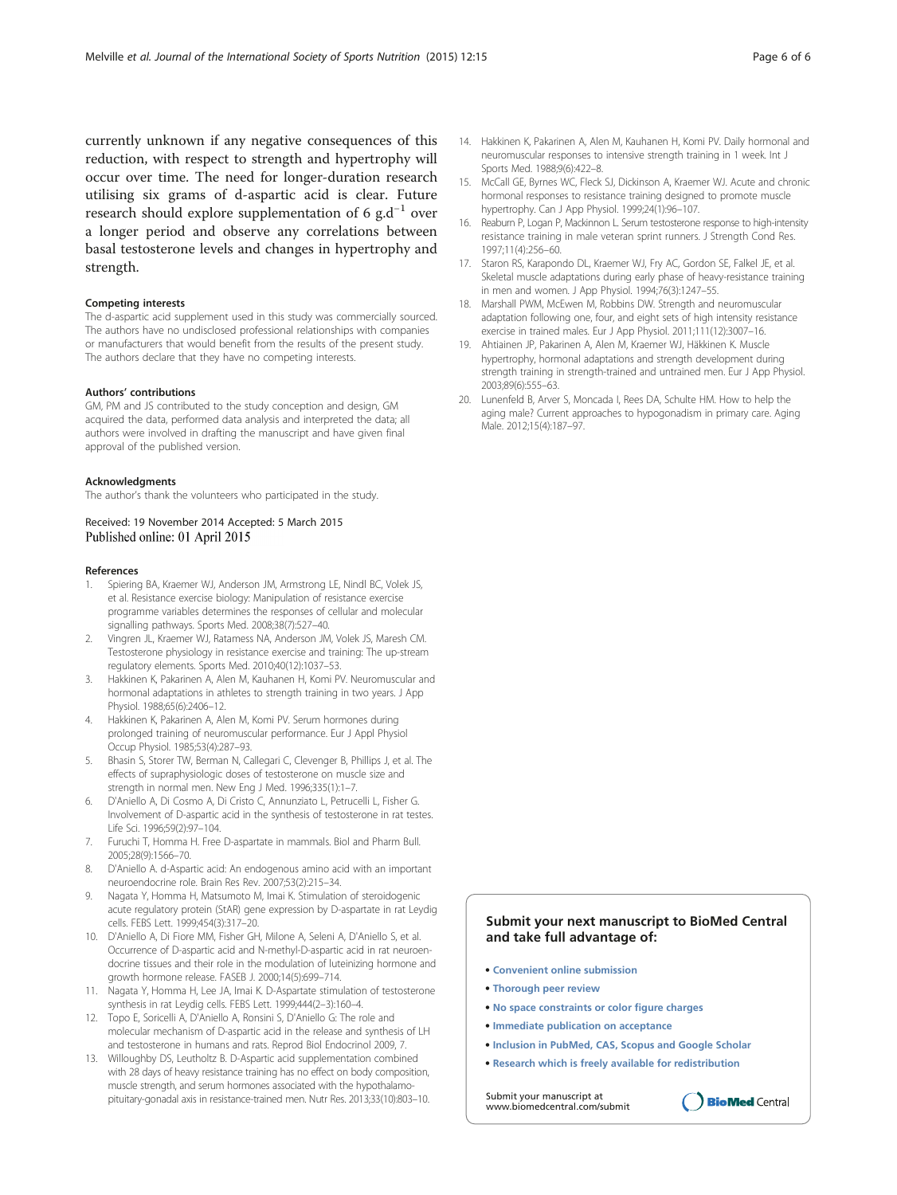currently unknown if any negative consequences of this reduction, with respect to strength and hypertrophy will occur over time. The need for longer-duration research utilising six grams of d-aspartic acid is clear. Future research should explore supplementation of 6 $g.d^{-1}$ over a longer period and observe any correlations between basal testosterone levels and changes in hypertrophy and strength.

#### Competing interests

The d-aspartic acid supplement used in this study was commercially sourced. The authors have no undisclosed professional relationships with companies or manufacturers that would benefit from the results of the present study. The authors declare that they have no competing interests.

#### Authors' contributions

GM, PM and JS contributed to the study conception and design, GM acquired the data, performed data analysis and interpreted the data; all authors were involved in drafting the manuscript and have given final approval of the published version.

#### Acknowledgments

The author's thank the volunteers who participated in the study.

Received: 19 November 2014 Accepted: 5 March 2015
Published online: 01 April 2015

#### References

1. Spiering BA, Kraemer WJ, Anderson JM, Armstrong LE, Nindl BC, Volek JS, et al. Resistance exercise biology: Manipulation of resistance exercise programme variables determines the responses of cellular and molecular signalling pathways. Sports Med. 2008;38(7):527–40.
2. Vingren JL, Kraemer WJ, Ratamess NA, Anderson JM, Volek JS, Maresh CM. Testosterone physiology in resistance exercise and training: The up-stream regulatory elements. Sports Med. 2010;40(12):1037–53.
3. Hakkinen K, Pakarinen A, Alen M, Kauhanen H, Komi PV. Neuromuscular and hormonal adaptations in athletes to strength training in two years. J App Physiol. 1988;65(6):2406–12.
4. Hakkinen K, Pakarinen A, Alen M, Komi PV. Serum hormones during prolonged training of neuromuscular performance. Eur J Appl Physiol Occup Physiol. 1985;53(4):287–93.
5. Bhasin S, Storer TW, Berman N, Callegari C, Clevenger B, Phillips J, et al. The effects of supraphysiologic doses of testosterone on muscle size and strength in normal men. New Eng J Med. 1996;335(1):1–7.
6. D'Aniello A, Di Cosmo A, Di Cristo C, Annunziato L, Petrucelli L, Fisher G. Involvement of D-aspartic acid in the synthesis of testosterone in rat testes. Life Sci. 1996;59(2):97–104.
7. Furuchi T, Homma H. Free D-aspartate in mammals. Biol and Pharm Bull. 2005;28(9):1566–70.
8. D'Aniello A. d-Aspartic acid: An endogenous amino acid with an important neuroendocrine role. Brain Res Rev. 2007;53(2):215–34.
9. Nagata Y, Homma H, Matsumoto M, Imai K. Stimulation of steroidogenic acute regulatory protein (StAR) gene expression by D-aspartate in rat Leydig cells. FEBS Lett. 1999;454(3):317–20.
10. D'Aniello A, Di Fiore MM, Fisher GH, Milone A, Seleni A, D'Aniello S, et al. Occurrence of D-aspartic acid and N-methyl-D-aspartic acid in rat neuroendocrine tissues and their role in the modulation of luteinizing hormone and growth hormone release. FASEB J. 2000;14(5):699–714.
11. Nagata Y, Homma H, Lee JA, Imai K. D-Aspartate stimulation of testosterone synthesis in rat Leydig cells. FEBS Lett. 1999;444(2–3):160–4.
12. Topo E, Soricelli A, D'Aniello A, Ronsini S, D'Aniello G: The role and molecular mechanism of D-aspartic acid in the release and synthesis of LH and testosterone in humans and rats. Reprod Biol Endocrinol 2009, 7.
13. Willoughby DS, Leutholtz B. D-Aspartic acid supplementation combined with 28 days of heavy resistance training has no effect on body composition, muscle strength, and serum hormones associated with the hypothalamo-pituitary-gonadal axis in resistance-trained men. Nutr Res. 2013;33(10):803–10.
14. Hakkinen K, Pakarinen A, Alen M, Kauhanen H, Komi PV. Daily hormonal and neuromuscular responses to intensive strength training in 1 week. Int J Sports Med. 1988;9(6):422–8.
15. McCall GE, Byrnes WC, Fleck SJ, Dickinson A, Kraemer WJ. Acute and chronic hormonal responses to resistance training designed to promote muscle hypertrophy. Can J App Physiol. 1999;24(1):96–107.
16. Reaburn P, Logan P, Mackinnon L. Serum testosterone response to high-intensity resistance training in male veteran sprint runners. J Strength Cond Res. 1997;11(4):256–60.
17. Staron RS, Karapondo DL, Kraemer WJ, Fry AC, Gordon SE, Falkel JE, et al. Skeletal muscle adaptations during early phase of heavy-resistance training in men and women. J App Physiol. 1994;76(3):1247–55.
18. Marshall PWM, McEwen M, Robbins DW. Strength and neuromuscular adaptation following one, four, and eight sets of high intensity resistance exercise in trained males. Eur J App Physiol. 2011;111(12):3007–16.
19. Ahtiainen JP, Pakarinen A, Alen M, Kraemer WJ, Häkkinen K. Muscle hypertrophy, hormonal adaptations and strength development during strength training in strength-trained and untrained men. Eur J App Physiol. 2003;89(6):555–63.
20. Lunenfeld B, Arver S, Moncada I, Rees DA, Schulte HM. How to help the aging male? Current approaches to hypogonadism in primary care. Aging Male. 2012;15(4):187–97.

**Submit your next manuscript to BioMed Central and take full advantage of:**

- **Convenient online submission**
- **Thorough peer review**
- **No space constraints or color figure charges**
- **Immediate publication on acceptance**
- **Inclusion in PubMed, CAS, Scopus and Google Scholar**
- **Research which is freely available for redistribution**

Submit your manuscript at
www.biomedcentral.com/submit

BioMed Central